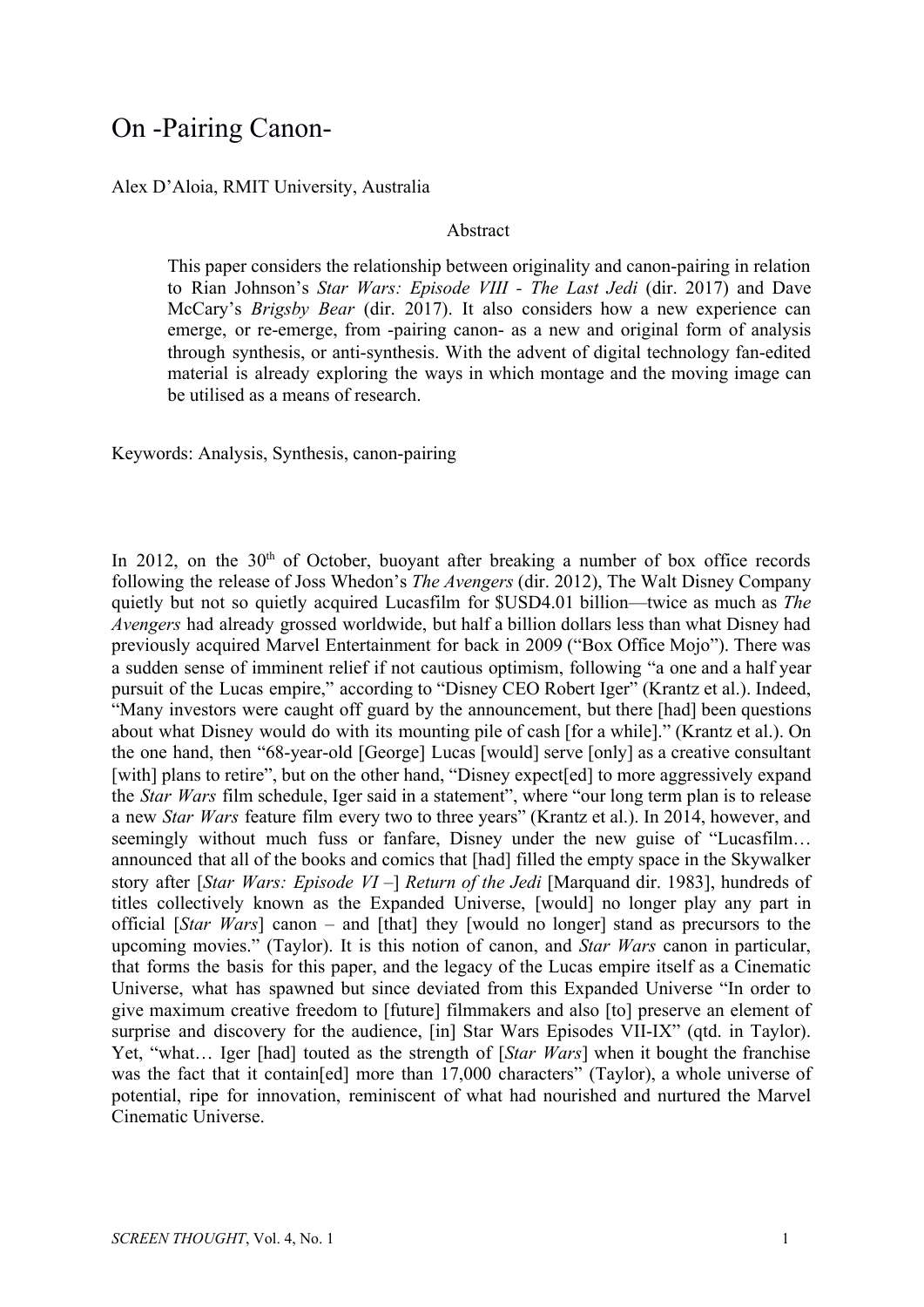# On -Pairing Canon-

Alex D'Aloia, RMIT University, Australia

## Abstract

This paper considers the relationship between originality and canon-pairing in relation to Rian Johnson's *Star Wars: Episode VIII - The Last Jedi* (dir. 2017) and Dave McCary's *Brigsby Bear* (dir. 2017). It also considers how a new experience can emerge, or re-emerge, from -pairing canon- as a new and original form of analysis through synthesis, or anti-synthesis. With the advent of digital technology fan-edited material is already exploring the ways in which montage and the moving image can be utilised as a means of research.

Keywords: Analysis, Synthesis, canon-pairing

In 2012, on the 30th of October, buoyant after breaking a number of box office records following the release of Joss Whedon's *The Avengers* (dir. 2012), The Walt Disney Company quietly but not so quietly acquired Lucasfilm for $USD4.01 billion—twice as much as *The Avengers* had already grossed worldwide, but half a billion dollars less than what Disney had previously acquired Marvel Entertainment for back in 2009 ("Box Office Mojo"). There was a sudden sense of imminent relief if not cautious optimism, following "a one and a half year pursuit of the Lucas empire," according to "Disney CEO Robert Iger" (Krantz et al.). Indeed, "Many investors were caught off guard by the announcement, but there [had] been questions about what Disney would do with its mounting pile of cash [for a while]." (Krantz et al.). On the one hand, then "68-year-old [George] Lucas [would] serve [only] as a creative consultant [with] plans to retire", but on the other hand, "Disney expect[ed] to more aggressively expand the *Star Wars* film schedule, Iger said in a statement", where "our long term plan is to release a new *Star Wars* feature film every two to three years" (Krantz et al.). In 2014, however, and seemingly without much fuss or fanfare, Disney under the new guise of "Lucasfilm… announced that all of the books and comics that [had] filled the empty space in the Skywalker story after [*Star Wars: Episode VI* –] *Return of the Jedi* [Marquand dir. 1983], hundreds of titles collectively known as the Expanded Universe, [would] no longer play any part in official [*Star Wars*] canon – and [that] they [would no longer] stand as precursors to the upcoming movies." (Taylor). It is this notion of canon, and *Star Wars* canon in particular, that forms the basis for this paper, and the legacy of the Lucas empire itself as a Cinematic Universe, what has spawned but since deviated from this Expanded Universe "In order to give maximum creative freedom to [future] filmmakers and also [to] preserve an element of surprise and discovery for the audience, [in] Star Wars Episodes VII-IX" (qtd. in Taylor). Yet, "what… Iger [had] touted as the strength of [*Star Wars*] when it bought the franchise was the fact that it contain[ed] more than 17,000 characters" (Taylor), a whole universe of potential, ripe for innovation, reminiscent of what had nourished and nurtured the Marvel Cinematic Universe.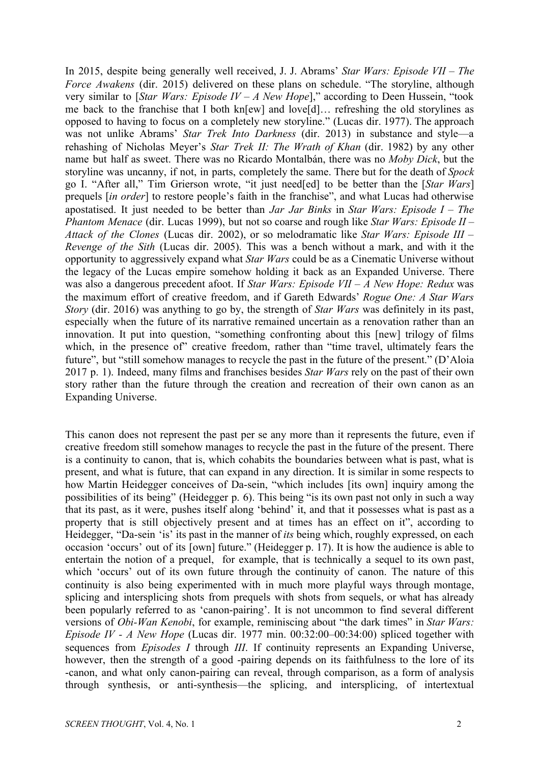In 2015, despite being generally well received, J. J. Abrams' *Star Wars: Episode VII – The Force Awakens* (dir. 2015) delivered on these plans on schedule. "The storyline, although very similar to [*Star Wars: Episode IV – A New Hope*]," according to Deen Hussein, "took me back to the franchise that I both kn[ew] and love[d]… refreshing the old storylines as opposed to having to focus on a completely new storyline." (Lucas dir. 1977). The approach was not unlike Abrams' *Star Trek Into Darkness* (dir. 2013) in substance and style—a rehashing of Nicholas Meyer's *Star Trek II: The Wrath of Khan* (dir. 1982) by any other name but half as sweet. There was no Ricardo Montalbán, there was no *Moby Dick*, but the storyline was uncanny, if not, in parts, completely the same. There but for the death of *Spock* go I. "After all," Tim Grierson wrote, "it just need[ed] to be better than the [*Star Wars*] prequels [*in order*] to restore people's faith in the franchise", and what Lucas had otherwise apostatised. It just needed to be better than *Jar Jar Binks* in *Star Wars: Episode I – The Phantom Menace* (dir. Lucas 1999), but not so coarse and rough like *Star Wars: Episode II – Attack of the Clones* (Lucas dir. 2002), or so melodramatic like *Star Wars: Episode III – Revenge of the Sith* (Lucas dir. 2005). This was a bench without a mark, and with it the opportunity to aggressively expand what *Star Wars* could be as a Cinematic Universe without the legacy of the Lucas empire somehow holding it back as an Expanded Universe. There was also a dangerous precedent afoot. If *Star Wars: Episode VII – A New Hope: Redux* was the maximum effort of creative freedom, and if Gareth Edwards' *Rogue One: A Star Wars Story* (dir. 2016) was anything to go by, the strength of *Star Wars* was definitely in its past, especially when the future of its narrative remained uncertain as a renovation rather than an innovation. It put into question, "something confronting about this [new] trilogy of films which, in the presence of" creative freedom, rather than "time travel, ultimately fears the future", but "still somehow manages to recycle the past in the future of the present." (D'Aloia 2017 p. 1). Indeed, many films and franchises besides *Star Wars* rely on the past of their own story rather than the future through the creation and recreation of their own canon as an Expanding Universe.

This canon does not represent the past per se any more than it represents the future, even if creative freedom still somehow manages to recycle the past in the future of the present. There is a continuity to canon, that is, which cohabits the boundaries between what is past, what is present, and what is future, that can expand in any direction. It is similar in some respects to how Martin Heidegger conceives of Da-sein, "which includes [its own] inquiry among the possibilities of its being" (Heidegger p. 6). This being "is its own past not only in such a way that its past, as it were, pushes itself along 'behind' it, and that it possesses what is past as a property that is still objectively present and at times has an effect on it", according to Heidegger, "Da-sein 'is' its past in the manner of *its* being which, roughly expressed, on each occasion 'occurs' out of its [own] future." (Heidegger p. 17). It is how the audience is able to entertain the notion of a prequel, for example, that is technically a sequel to its own past, which 'occurs' out of its own future through the continuity of canon. The nature of this continuity is also being experimented with in much more playful ways through montage, splicing and intersplicing shots from prequels with shots from sequels, or what has already been popularly referred to as 'canon-pairing'. It is not uncommon to find several different versions of *Obi-Wan Kenobi*, for example, reminiscing about "the dark times" in *Star Wars: Episode IV - A New Hope* (Lucas dir. 1977 min. 00:32:00–00:34:00) spliced together with sequences from *Episodes I* through *III*. If continuity represents an Expanding Universe, however, then the strength of a good -pairing depends on its faithfulness to the lore of its -canon, and what only canon-pairing can reveal, through comparison, as a form of analysis through synthesis, or anti-synthesis—the splicing, and intersplicing, of intertextual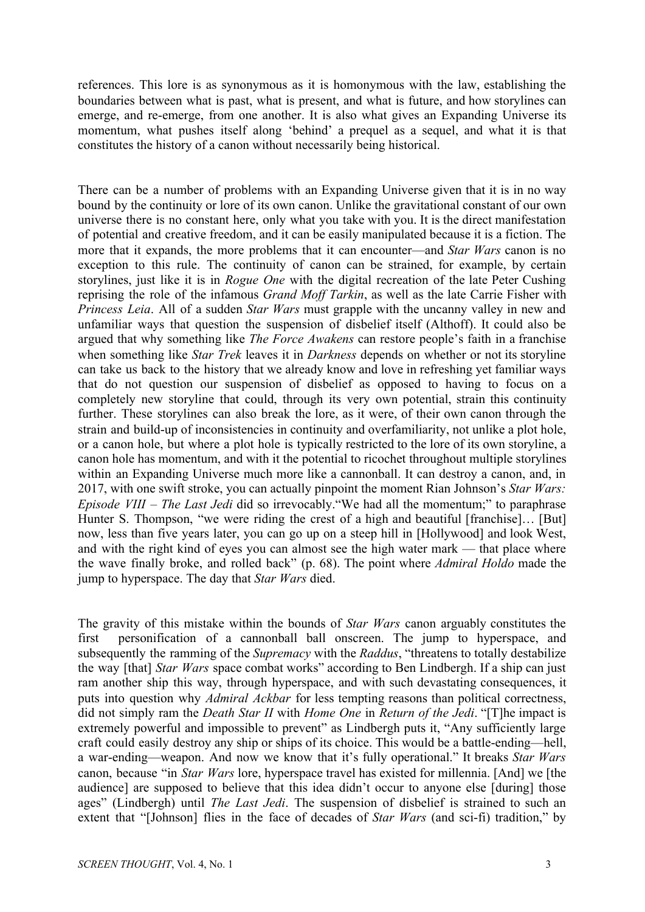references. This lore is as synonymous as it is homonymous with the law, establishing the boundaries between what is past, what is present, and what is future, and how storylines can emerge, and re-emerge, from one another. It is also what gives an Expanding Universe its momentum, what pushes itself along 'behind' a prequel as a sequel, and what it is that constitutes the history of a canon without necessarily being historical.

There can be a number of problems with an Expanding Universe given that it is in no way bound by the continuity or lore of its own canon. Unlike the gravitational constant of our own universe there is no constant here, only what you take with you. It is the direct manifestation of potential and creative freedom, and it can be easily manipulated because it is a fiction. The more that it expands, the more problems that it can encounter—and *Star Wars* canon is no exception to this rule. The continuity of canon can be strained, for example, by certain storylines, just like it is in *Rogue One* with the digital recreation of the late Peter Cushing reprising the role of the infamous *Grand Moff Tarkin*, as well as the late Carrie Fisher with *Princess Leia*. All of a sudden *Star Wars* must grapple with the uncanny valley in new and unfamiliar ways that question the suspension of disbelief itself (Althoff). It could also be argued that why something like *The Force Awakens* can restore people's faith in a franchise when something like *Star Trek* leaves it in *Darkness* depends on whether or not its storyline can take us back to the history that we already know and love in refreshing yet familiar ways that do not question our suspension of disbelief as opposed to having to focus on a completely new storyline that could, through its very own potential, strain this continuity further. These storylines can also break the lore, as it were, of their own canon through the strain and build-up of inconsistencies in continuity and overfamiliarity, not unlike a plot hole, or a canon hole, but where a plot hole is typically restricted to the lore of its own storyline, a canon hole has momentum, and with it the potential to ricochet throughout multiple storylines within an Expanding Universe much more like a cannonball. It can destroy a canon, and, in 2017, with one swift stroke, you can actually pinpoint the moment Rian Johnson's *Star Wars: Episode VIII – The Last Jedi* did so irrevocably."We had all the momentum;" to paraphrase Hunter S. Thompson, "we were riding the crest of a high and beautiful [franchise]… [But] now, less than five years later, you can go up on a steep hill in [Hollywood] and look West, and with the right kind of eyes you can almost see the high water mark — that place where the wave finally broke, and rolled back" (p. 68). The point where *Admiral Holdo* made the jump to hyperspace. The day that *Star Wars* died.

The gravity of this mistake within the bounds of *Star Wars* canon arguably constitutes the first personification of a cannonball ball onscreen. The jump to hyperspace, and subsequently the ramming of the *Supremacy* with the *Raddus*, "threatens to totally destabilize the way [that] *Star Wars* space combat works" according to Ben Lindbergh. If a ship can just ram another ship this way, through hyperspace, and with such devastating consequences, it puts into question why *Admiral Ackbar* for less tempting reasons than political correctness, did not simply ram the *Death Star II* with *Home One* in *Return of the Jedi*. "[T]he impact is extremely powerful and impossible to prevent" as Lindbergh puts it, "Any sufficiently large craft could easily destroy any ship or ships of its choice. This would be a battle-ending—hell, a war-ending—weapon. And now we know that it's fully operational." It breaks *Star Wars* canon, because "in *Star Wars* lore, hyperspace travel has existed for millennia. [And] we [the audience] are supposed to believe that this idea didn't occur to anyone else [during] those ages" (Lindbergh) until *The Last Jedi*. The suspension of disbelief is strained to such an extent that "[Johnson] flies in the face of decades of *Star Wars* (and sci-fi) tradition," by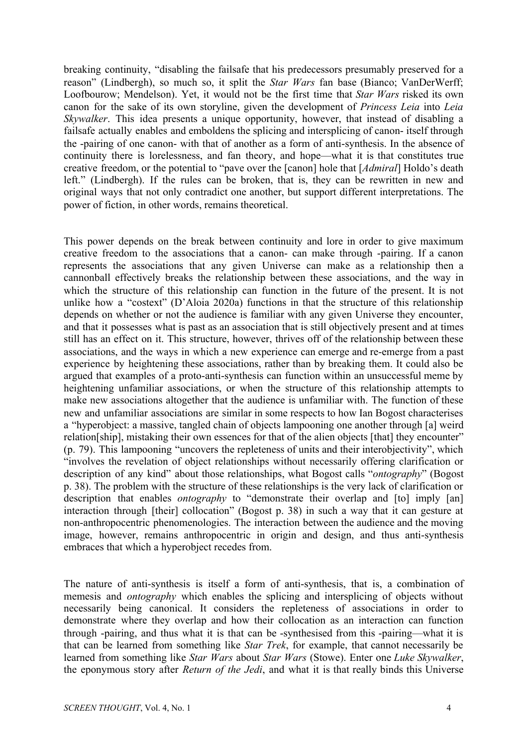breaking continuity, "disabling the failsafe that his predecessors presumably preserved for a reason" (Lindbergh), so much so, it split the *Star Wars* fan base (Bianco; VanDerWerff; Loofbourow; Mendelson). Yet, it would not be the first time that *Star Wars* risked its own canon for the sake of its own storyline, given the development of *Princess Leia* into *Leia Skywalker*. This idea presents a unique opportunity, however, that instead of disabling a failsafe actually enables and emboldens the splicing and intersplicing of canon- itself through the -pairing of one canon- with that of another as a form of anti-synthesis. In the absence of continuity there is lorelessness, and fan theory, and hope—what it is that constitutes true creative freedom, or the potential to "pave over the [canon] hole that [*Admiral*] Holdo's death left." (Lindbergh). If the rules can be broken, that is, they can be rewritten in new and original ways that not only contradict one another, but support different interpretations. The power of fiction, in other words, remains theoretical.

This power depends on the break between continuity and lore in order to give maximum creative freedom to the associations that a canon- can make through -pairing. If a canon represents the associations that any given Universe can make as a relationship then a cannonball effectively breaks the relationship between these associations, and the way in which the structure of this relationship can function in the future of the present. It is not unlike how a "costext" (D'Aloia 2020a) functions in that the structure of this relationship depends on whether or not the audience is familiar with any given Universe they encounter, and that it possesses what is past as an association that is still objectively present and at times still has an effect on it. This structure, however, thrives off of the relationship between these associations, and the ways in which a new experience can emerge and re-emerge from a past experience by heightening these associations, rather than by breaking them. It could also be argued that examples of a proto-anti-synthesis can function within an unsuccessful meme by heightening unfamiliar associations, or when the structure of this relationship attempts to make new associations altogether that the audience is unfamiliar with. The function of these new and unfamiliar associations are similar in some respects to how Ian Bogost characterises a "hyperobject: a massive, tangled chain of objects lampooning one another through [a] weird relation[ship], mistaking their own essences for that of the alien objects [that] they encounter" (p. 79). This lampooning "uncovers the repleteness of units and their interobjectivity", which "involves the revelation of object relationships without necessarily offering clarification or description of any kind" about those relationships, what Bogost calls "*ontography*" (Bogost p. 38). The problem with the structure of these relationships is the very lack of clarification or description that enables *ontography* to "demonstrate their overlap and [to] imply [an] interaction through [their] collocation" (Bogost p. 38) in such a way that it can gesture at non-anthropocentric phenomenologies. The interaction between the audience and the moving image, however, remains anthropocentric in origin and design, and thus anti-synthesis embraces that which a hyperobject recedes from.

The nature of anti-synthesis is itself a form of anti-synthesis, that is, a combination of memesis and *ontography* which enables the splicing and intersplicing of objects without necessarily being canonical. It considers the repleteness of associations in order to demonstrate where they overlap and how their collocation as an interaction can function through -pairing, and thus what it is that can be -synthesised from this -pairing—what it is that can be learned from something like *Star Trek*, for example, that cannot necessarily be learned from something like *Star Wars* about *Star Wars* (Stowe). Enter one *Luke Skywalker*, the eponymous story after *Return of the Jedi*, and what it is that really binds this Universe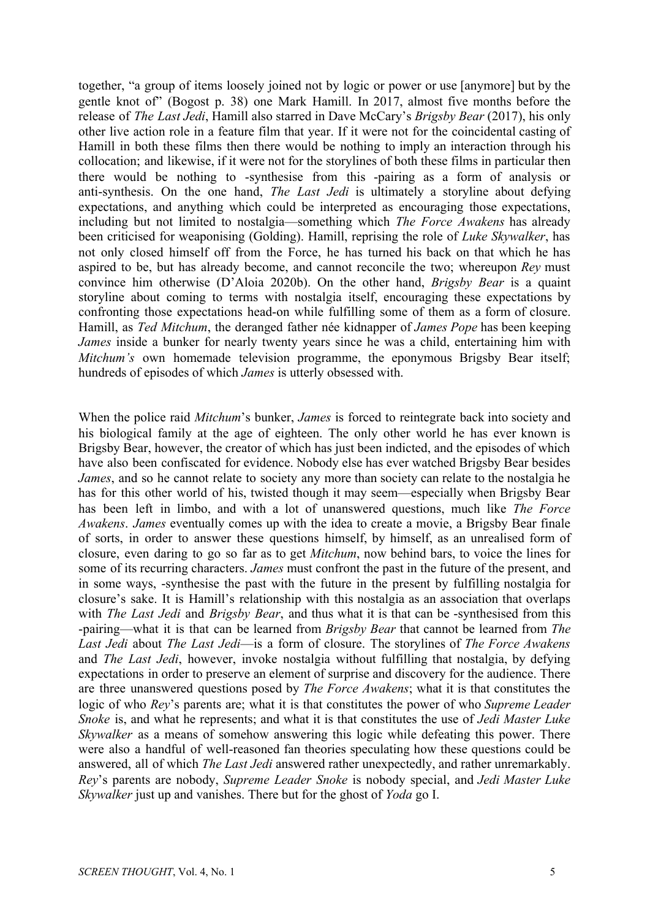together, "a group of items loosely joined not by logic or power or use [anymore] but by the gentle knot of" (Bogost p. 38) one Mark Hamill. In 2017, almost five months before the release of *The Last Jedi*, Hamill also starred in Dave McCary's *Brigsby Bear* (2017), his only other live action role in a feature film that year. If it were not for the coincidental casting of Hamill in both these films then there would be nothing to imply an interaction through his collocation; and likewise, if it were not for the storylines of both these films in particular then there would be nothing to -synthesise from this -pairing as a form of analysis or anti-synthesis. On the one hand, *The Last Jedi* is ultimately a storyline about defying expectations, and anything which could be interpreted as encouraging those expectations, including but not limited to nostalgia—something which *The Force Awakens* has already been criticised for weaponising (Golding). Hamill, reprising the role of *Luke Skywalker*, has not only closed himself off from the Force, he has turned his back on that which he has aspired to be, but has already become, and cannot reconcile the two; whereupon *Rey* must convince him otherwise (D'Aloia 2020b). On the other hand, *Brigsby Bear* is a quaint storyline about coming to terms with nostalgia itself, encouraging these expectations by confronting those expectations head-on while fulfilling some of them as a form of closure. Hamill, as *Ted Mitchum*, the deranged father née kidnapper of *James Pope* has been keeping *James* inside a bunker for nearly twenty years since he was a child, entertaining him with *Mitchum's* own homemade television programme, the eponymous Brigsby Bear itself; hundreds of episodes of which *James* is utterly obsessed with.

When the police raid *Mitchum*'s bunker, *James* is forced to reintegrate back into society and his biological family at the age of eighteen. The only other world he has ever known is Brigsby Bear, however, the creator of which has just been indicted, and the episodes of which have also been confiscated for evidence. Nobody else has ever watched Brigsby Bear besides *James*, and so he cannot relate to society any more than society can relate to the nostalgia he has for this other world of his, twisted though it may seem—especially when Brigsby Bear has been left in limbo, and with a lot of unanswered questions, much like *The Force Awakens*. *James* eventually comes up with the idea to create a movie, a Brigsby Bear finale of sorts, in order to answer these questions himself, by himself, as an unrealised form of closure, even daring to go so far as to get *Mitchum*, now behind bars, to voice the lines for some of its recurring characters. *James* must confront the past in the future of the present, and in some ways, -synthesise the past with the future in the present by fulfilling nostalgia for closure's sake. It is Hamill's relationship with this nostalgia as an association that overlaps with *The Last Jedi* and *Brigsby Bear*, and thus what it is that can be -synthesised from this -pairing—what it is that can be learned from *Brigsby Bear* that cannot be learned from *The Last Jedi* about *The Last Jedi*—is a form of closure. The storylines of *The Force Awakens* and *The Last Jedi*, however, invoke nostalgia without fulfilling that nostalgia, by defying expectations in order to preserve an element of surprise and discovery for the audience. There are three unanswered questions posed by *The Force Awakens*; what it is that constitutes the logic of who *Rey*'s parents are; what it is that constitutes the power of who *Supreme Leader Snoke* is, and what he represents; and what it is that constitutes the use of *Jedi Master Luke Skywalker* as a means of somehow answering this logic while defeating this power. There were also a handful of well-reasoned fan theories speculating how these questions could be answered, all of which *The Last Jedi* answered rather unexpectedly, and rather unremarkably. *Rey*'s parents are nobody, *Supreme Leader Snoke* is nobody special, and *Jedi Master Luke Skywalker* just up and vanishes. There but for the ghost of *Yoda* go I.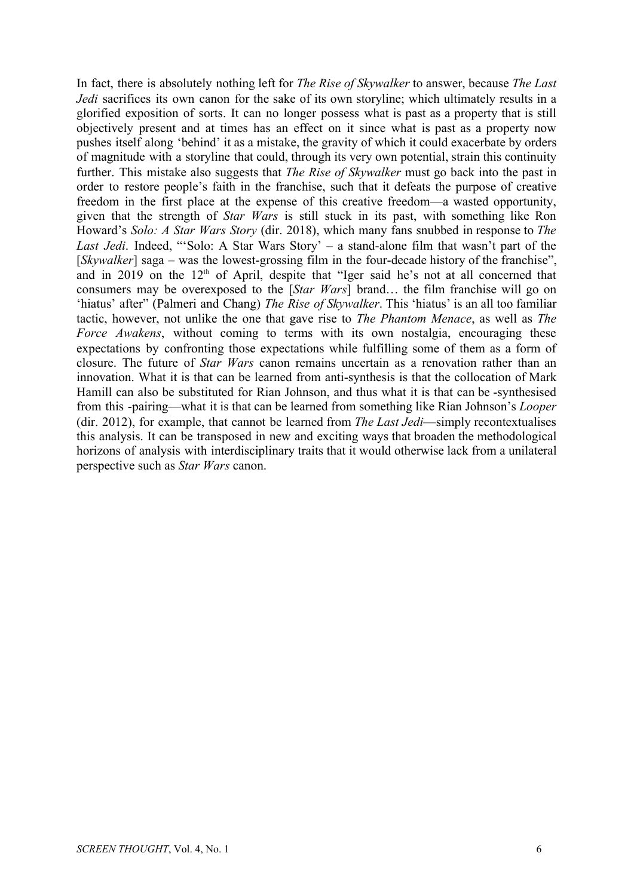In fact, there is absolutely nothing left for *The Rise of Skywalker* to answer, because *The Last Jedi* sacrifices its own canon for the sake of its own storyline; which ultimately results in a glorified exposition of sorts. It can no longer possess what is past as a property that is still objectively present and at times has an effect on it since what is past as a property now pushes itself along 'behind' it as a mistake, the gravity of which it could exacerbate by orders of magnitude with a storyline that could, through its very own potential, strain this continuity further. This mistake also suggests that *The Rise of Skywalker* must go back into the past in order to restore people's faith in the franchise, such that it defeats the purpose of creative freedom in the first place at the expense of this creative freedom—a wasted opportunity, given that the strength of *Star Wars* is still stuck in its past, with something like Ron Howard's *Solo: A Star Wars Story* (dir. 2018), which many fans snubbed in response to *The Last Jedi*. Indeed, "'Solo: A Star Wars Story' – a stand-alone film that wasn't part of the [*Skywalker*] saga – was the lowest-grossing film in the four-decade history of the franchise", and in 2019 on the 12th of April, despite that "Iger said he's not at all concerned that consumers may be overexposed to the [*Star Wars*] brand… the film franchise will go on 'hiatus' after" (Palmeri and Chang) *The Rise of Skywalker*. This 'hiatus' is an all too familiar tactic, however, not unlike the one that gave rise to *The Phantom Menace*, as well as *The Force Awakens*, without coming to terms with its own nostalgia, encouraging these expectations by confronting those expectations while fulfilling some of them as a form of closure. The future of *Star Wars* canon remains uncertain as a renovation rather than an innovation. What it is that can be learned from anti-synthesis is that the collocation of Mark Hamill can also be substituted for Rian Johnson, and thus what it is that can be -synthesised from this -pairing—what it is that can be learned from something like Rian Johnson's *Looper* (dir. 2012), for example, that cannot be learned from *The Last Jedi*—simply recontextualises this analysis. It can be transposed in new and exciting ways that broaden the methodological horizons of analysis with interdisciplinary traits that it would otherwise lack from a unilateral perspective such as *Star Wars* canon.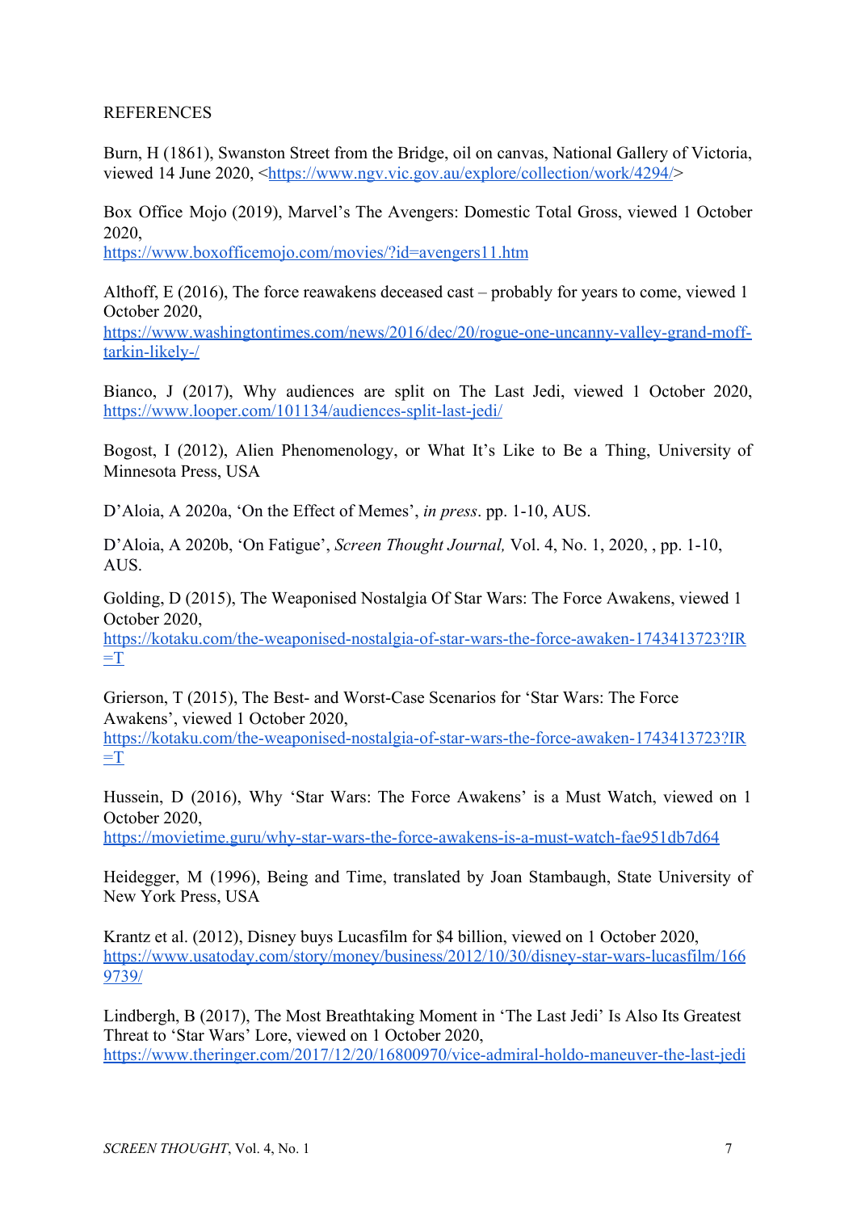REFERENCES

Burn, H (1861), Swanston Street from the Bridge, oil on canvas, National Gallery of Victoria, viewed 14 June 2020, <https://www.ngv.vic.gov.au/explore/collection/work/4294/>

Box Office Mojo (2019), Marvel's The Avengers: Domestic Total Gross, viewed 1 October 2020,
https://www.boxofficemojo.com/movies/?id=avengers11.htm

Althoff, E (2016), The force reawakens deceased cast – probably for years to come, viewed 1 October 2020,
https://www.washingtontimes.com/news/2016/dec/20/rogue-one-uncanny-valley-grand-moff-tarkin-likely-/

Bianco, J (2017), Why audiences are split on The Last Jedi, viewed 1 October 2020, https://www.looper.com/101134/audiences-split-last-jedi/

Bogost, I (2012), Alien Phenomenology, or What It's Like to Be a Thing, University of Minnesota Press, USA

D'Aloia, A 2020a, 'On the Effect of Memes', *in press*. pp. 1-10, AUS.

D'Aloia, A 2020b, 'On Fatigue', *Screen Thought Journal,* Vol. 4, No. 1, 2020, , pp. 1-10, AUS.

Golding, D (2015), The Weaponised Nostalgia Of Star Wars: The Force Awakens, viewed 1 October 2020,
https://kotaku.com/the-weaponised-nostalgia-of-star-wars-the-force-awaken-1743413723?IR=T

Grierson, T (2015), The Best- and Worst-Case Scenarios for 'Star Wars: The Force Awakens', viewed 1 October 2020,
https://kotaku.com/the-weaponised-nostalgia-of-star-wars-the-force-awaken-1743413723?IR=T

Hussein, D (2016), Why 'Star Wars: The Force Awakens' is a Must Watch, viewed on 1 October 2020,
https://movietime.guru/why-star-wars-the-force-awakens-is-a-must-watch-fae951db7d64

Heidegger, M (1996), Being and Time, translated by Joan Stambaugh, State University of New York Press, USA

Krantz et al. (2012), Disney buys Lucasfilm for $4 billion, viewed on 1 October 2020,
https://www.usatoday.com/story/money/business/2012/10/30/disney-star-wars-lucasfilm/1669739/

Lindbergh, B (2017), The Most Breathtaking Moment in 'The Last Jedi' Is Also Its Greatest Threat to 'Star Wars' Lore, viewed on 1 October 2020,
https://www.theringer.com/2017/12/20/16800970/vice-admiral-holdo-maneuver-the-last-jedi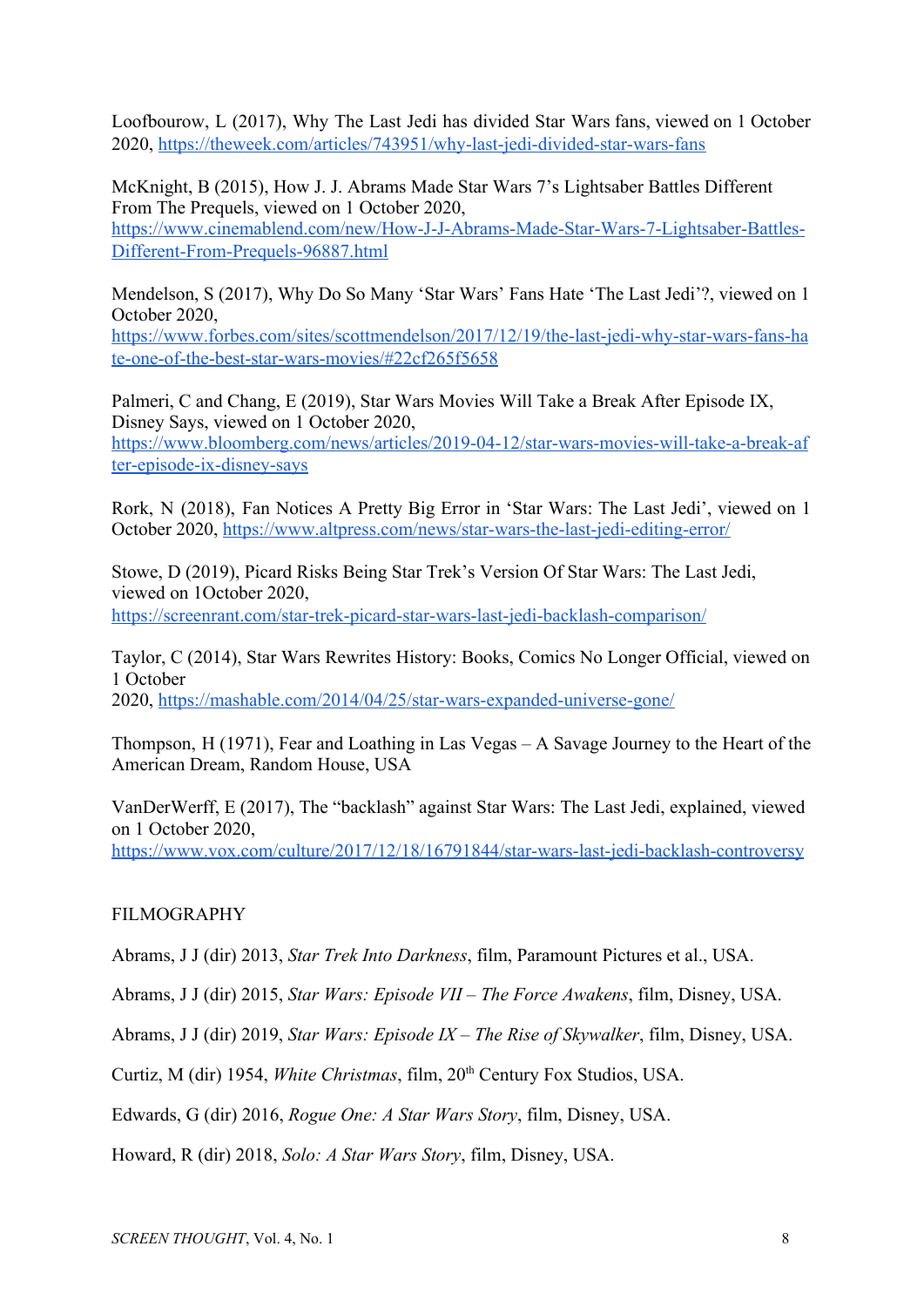Loofbourow, L (2017), Why The Last Jedi has divided Star Wars fans, viewed on 1 October 2020, https://theweek.com/articles/743951/why-last-jedi-divided-star-wars-fans

McKnight, B (2015), How J. J. Abrams Made Star Wars 7's Lightsaber Battles Different From The Prequels, viewed on 1 October 2020, https://www.cinemablend.com/new/How-J-J-Abrams-Made-Star-Wars-7-Lightsaber-Battles-Different-From-Prequels-96887.html

Mendelson, S (2017), Why Do So Many 'Star Wars' Fans Hate 'The Last Jedi'?, viewed on 1 October 2020, https://www.forbes.com/sites/scottmendelson/2017/12/19/the-last-jedi-why-star-wars-fans-hate-one-of-the-best-star-wars-movies/#22cf265f5658

Palmeri, C and Chang, E (2019), Star Wars Movies Will Take a Break After Episode IX, Disney Says, viewed on 1 October 2020, https://www.bloomberg.com/news/articles/2019-04-12/star-wars-movies-will-take-a-break-after-episode-ix-disney-says

Rork, N (2018), Fan Notices A Pretty Big Error in 'Star Wars: The Last Jedi', viewed on 1 October 2020, https://www.altpress.com/news/star-wars-the-last-jedi-editing-error/

Stowe, D (2019), Picard Risks Being Star Trek's Version Of Star Wars: The Last Jedi, viewed on 1October 2020, https://screenrant.com/star-trek-picard-star-wars-last-jedi-backlash-comparison/

Taylor, C (2014), Star Wars Rewrites History: Books, Comics No Longer Official, viewed on 1 October 2020, https://mashable.com/2014/04/25/star-wars-expanded-universe-gone/

Thompson, H (1971), Fear and Loathing in Las Vegas – A Savage Journey to the Heart of the American Dream, Random House, USA

VanDerWerff, E (2017), The "backlash" against Star Wars: The Last Jedi, explained, viewed on 1 October 2020, https://www.vox.com/culture/2017/12/18/16791844/star-wars-last-jedi-backlash-controversy

## FILMOGRAPHY

Abrams, J J (dir) 2013, *Star Trek Into Darkness*, film, Paramount Pictures et al., USA.

Abrams, J J (dir) 2015, *Star Wars: Episode VII – The Force Awakens*, film, Disney, USA.

Abrams, J J (dir) 2019, *Star Wars: Episode IX – The Rise of Skywalker*, film, Disney, USA.

Curtiz, M (dir) 1954, *White Christmas*, film, 20th Century Fox Studios, USA.

Edwards, G (dir) 2016, *Rogue One: A Star Wars Story*, film, Disney, USA.

Howard, R (dir) 2018, *Solo: A Star Wars Story*, film, Disney, USA.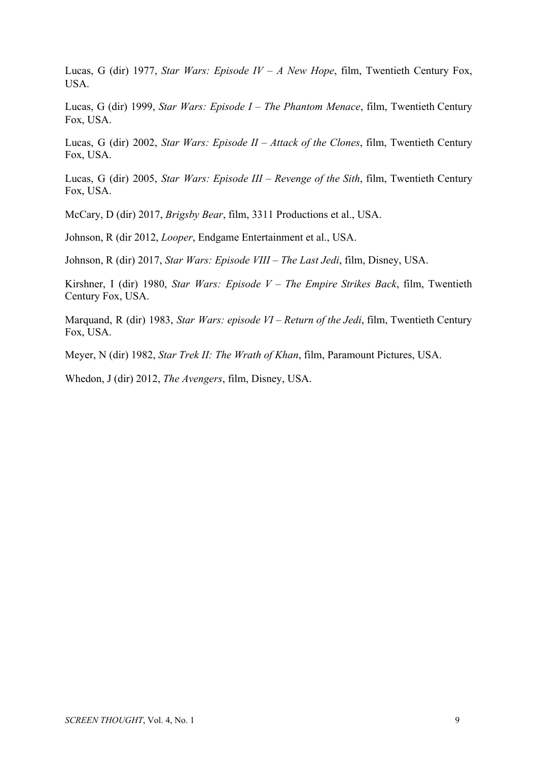Lucas, G (dir) 1977, *Star Wars: Episode IV – A New Hope*, film, Twentieth Century Fox, USA.

Lucas, G (dir) 1999, *Star Wars: Episode I – The Phantom Menace*, film, Twentieth Century Fox, USA.

Lucas, G (dir) 2002, *Star Wars: Episode II – Attack of the Clones*, film, Twentieth Century Fox, USA.

Lucas, G (dir) 2005, *Star Wars: Episode III – Revenge of the Sith*, film, Twentieth Century Fox, USA.

McCary, D (dir) 2017, *Brigsby Bear*, film, 3311 Productions et al., USA.

Johnson, R (dir 2012, *Looper*, Endgame Entertainment et al., USA.

Johnson, R (dir) 2017, *Star Wars: Episode VIII – The Last Jedi*, film, Disney, USA.

Kirshner, I (dir) 1980, *Star Wars: Episode V – The Empire Strikes Back*, film, Twentieth Century Fox, USA.

Marquand, R (dir) 1983, *Star Wars: episode VI – Return of the Jedi*, film, Twentieth Century Fox, USA.

Meyer, N (dir) 1982, *Star Trek II: The Wrath of Khan*, film, Paramount Pictures, USA.

Whedon, J (dir) 2012, *The Avengers*, film, Disney, USA.